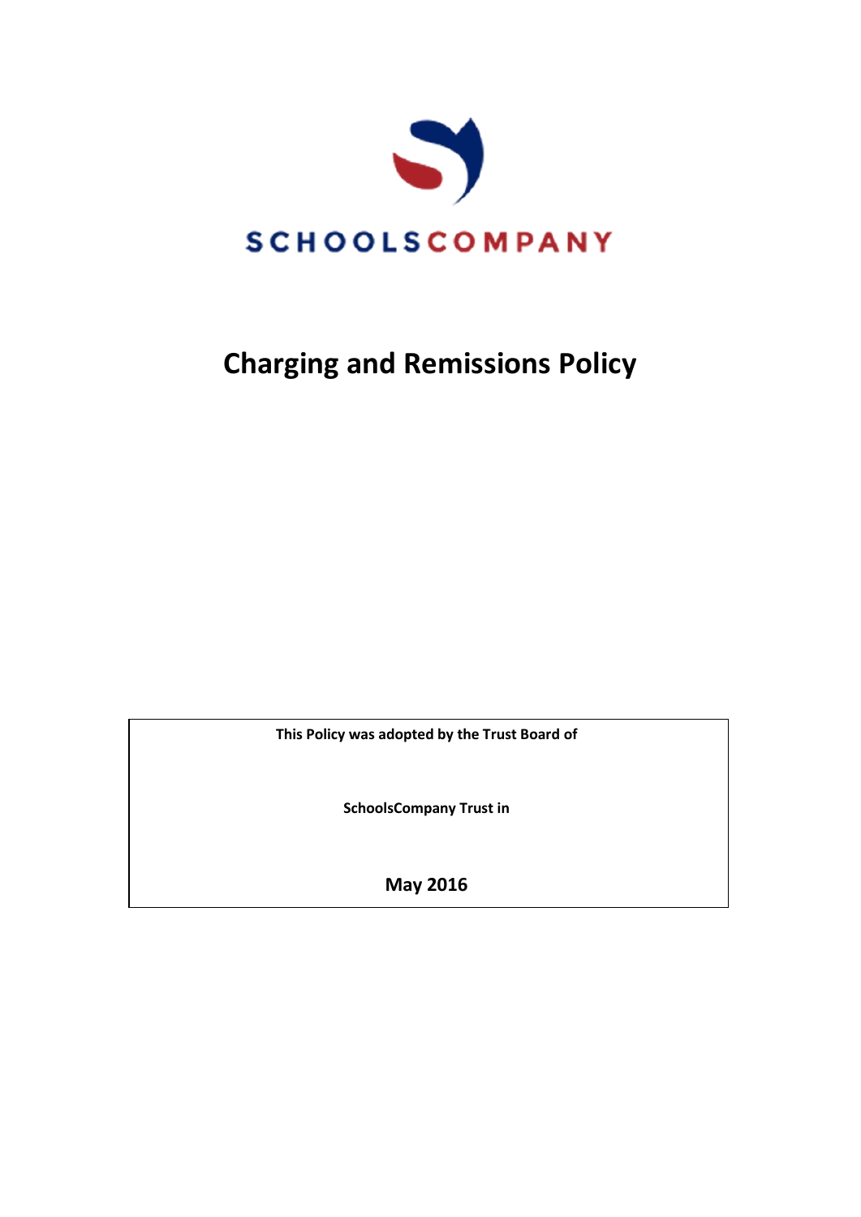SCHOOLSCOMPANY

# Charging and Remissions Policy

**This Policy was adopted by the Trust Board of**

**SchoolsCompany Trust in**

**May 2016**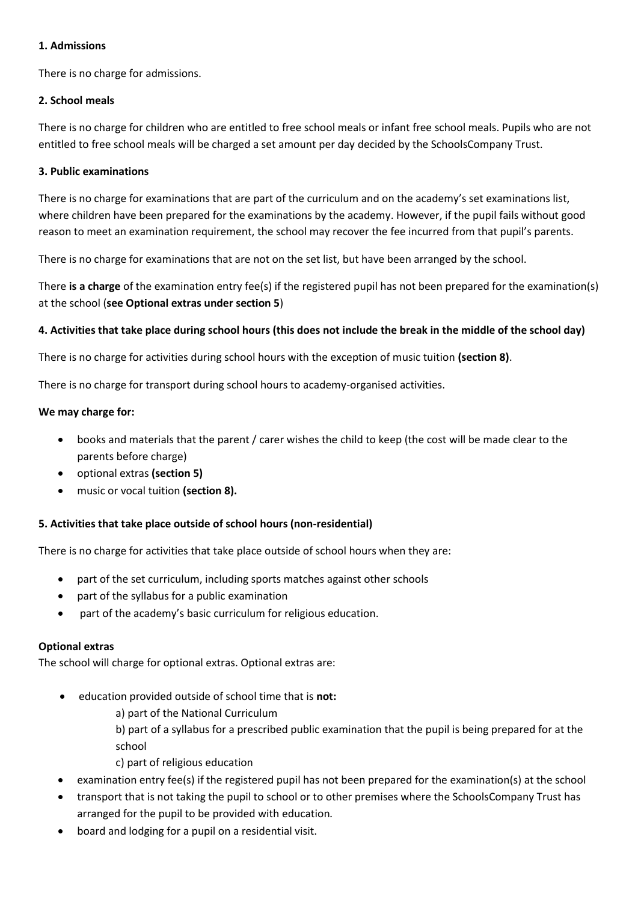**1. Admissions**

There is no charge for admissions.

**2. School meals**

There is no charge for children who are entitled to free school meals or infant free school meals. Pupils who are not entitled to free school meals will be charged a set amount per day decided by the SchoolsCompany Trust.

**3. Public examinations**

There is no charge for examinations that are part of the curriculum and on the academy's set examinations list, where children have been prepared for the examinations by the academy. However, if the pupil fails without good reason to meet an examination requirement, the school may recover the fee incurred from that pupil's parents.

There is no charge for examinations that are not on the set list, but have been arranged by the school.

There **is a charge** of the examination entry fee(s) if the registered pupil has not been prepared for the examination(s) at the school (**see Optional extras under section 5**)

**4. Activities that take place during school hours (this does not include the break in the middle of the school day)**

There is no charge for activities during school hours with the exception of music tuition **(section 8)**.

There is no charge for transport during school hours to academy-organised activities.

**We may charge for:**

- books and materials that the parent / carer wishes the child to keep (the cost will be made clear to the parents before charge)
- optional extras **(section 5)**
- music or vocal tuition **(section 8).**

**5. Activities that take place outside of school hours (non-residential)**

There is no charge for activities that take place outside of school hours when they are:

- part of the set curriculum, including sports matches against other schools
- part of the syllabus for a public examination
- part of the academy's basic curriculum for religious education.

**Optional extras**

The school will charge for optional extras. Optional extras are:

- education provided outside of school time that is **not:**
  - a) part of the National Curriculum
  - b) part of a syllabus for a prescribed public examination that the pupil is being prepared for at the school
  - c) part of religious education
- examination entry fee(s) if the registered pupil has not been prepared for the examination(s) at the school
- transport that is not taking the pupil to school or to other premises where the SchoolsCompany Trust has arranged for the pupil to be provided with education.
- board and lodging for a pupil on a residential visit.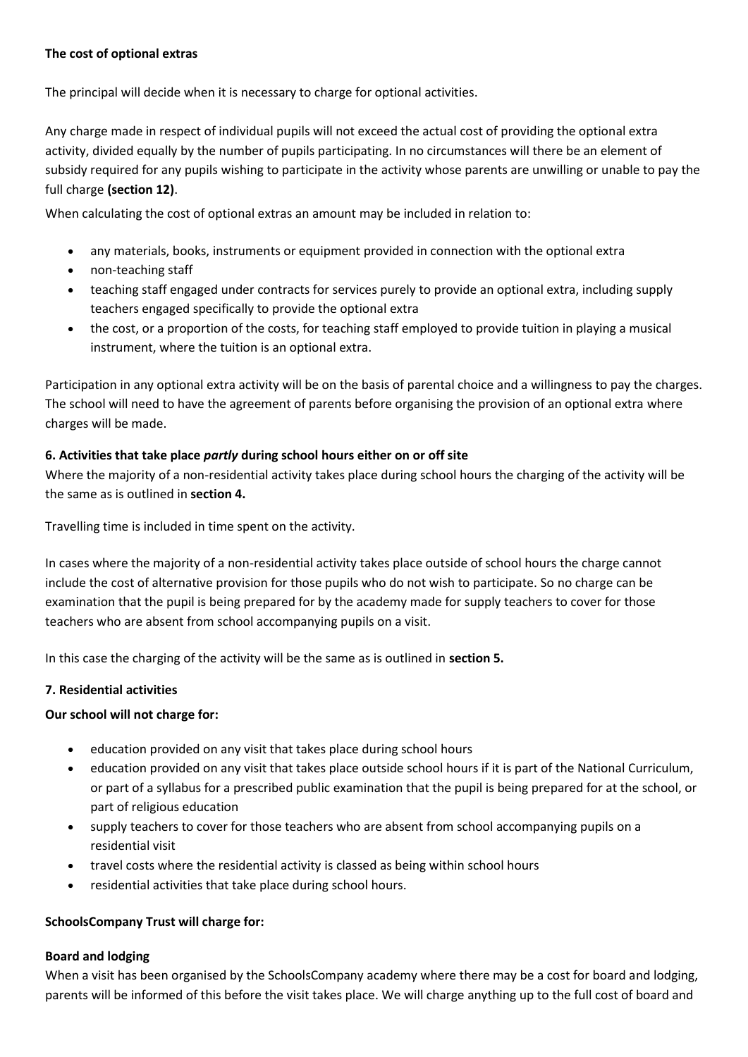**The cost of optional extras**

The principal will decide when it is necessary to charge for optional activities.

Any charge made in respect of individual pupils will not exceed the actual cost of providing the optional extra activity, divided equally by the number of pupils participating. In no circumstances will there be an element of subsidy required for any pupils wishing to participate in the activity whose parents are unwilling or unable to pay the full charge **(section 12)**.

When calculating the cost of optional extras an amount may be included in relation to:

- any materials, books, instruments or equipment provided in connection with the optional extra
- non-teaching staff
- teaching staff engaged under contracts for services purely to provide an optional extra, including supply teachers engaged specifically to provide the optional extra
- the cost, or a proportion of the costs, for teaching staff employed to provide tuition in playing a musical instrument, where the tuition is an optional extra.

Participation in any optional extra activity will be on the basis of parental choice and a willingness to pay the charges. The school will need to have the agreement of parents before organising the provision of an optional extra where charges will be made.

**6. Activities that take place *partly* during school hours either on or off site**

Where the majority of a non-residential activity takes place during school hours the charging of the activity will be the same as is outlined in **section 4.**

Travelling time is included in time spent on the activity.

In cases where the majority of a non-residential activity takes place outside of school hours the charge cannot include the cost of alternative provision for those pupils who do not wish to participate. So no charge can be examination that the pupil is being prepared for by the academy made for supply teachers to cover for those teachers who are absent from school accompanying pupils on a visit.

In this case the charging of the activity will be the same as is outlined in **section 5.**

**7. Residential activities**

**Our school will not charge for:**

- education provided on any visit that takes place during school hours
- education provided on any visit that takes place outside school hours if it is part of the National Curriculum, or part of a syllabus for a prescribed public examination that the pupil is being prepared for at the school, or part of religious education
- supply teachers to cover for those teachers who are absent from school accompanying pupils on a residential visit
- travel costs where the residential activity is classed as being within school hours
- residential activities that take place during school hours.

**SchoolsCompany Trust will charge for:**

**Board and lodging**

When a visit has been organised by the SchoolsCompany academy where there may be a cost for board and lodging, parents will be informed of this before the visit takes place. We will charge anything up to the full cost of board and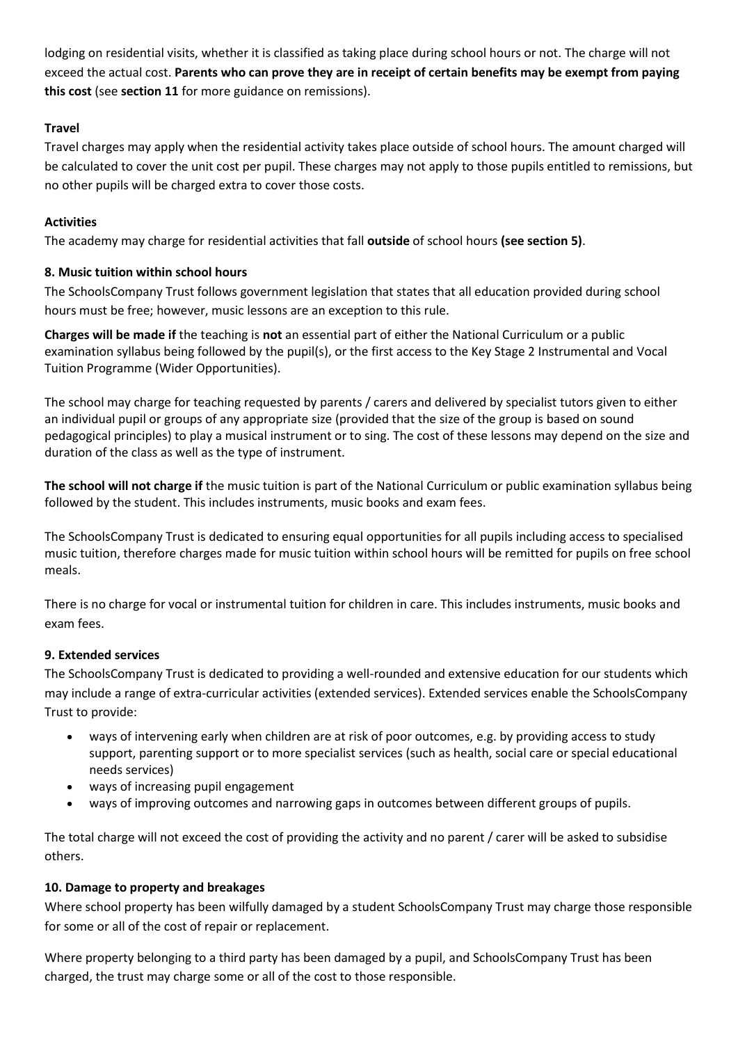lodging on residential visits, whether it is classified as taking place during school hours or not. The charge will not exceed the actual cost. **Parents who can prove they are in receipt of certain benefits may be exempt from paying this cost** (see **section 11** for more guidance on remissions).

**Travel**

Travel charges may apply when the residential activity takes place outside of school hours. The amount charged will be calculated to cover the unit cost per pupil. These charges may not apply to those pupils entitled to remissions, but no other pupils will be charged extra to cover those costs.

**Activities**

The academy may charge for residential activities that fall **outside** of school hours **(see section 5)**.

### 8. Music tuition within school hours

The SchoolsCompany Trust follows government legislation that states that all education provided during school hours must be free; however, music lessons are an exception to this rule.

**Charges will be made if** the teaching is **not** an essential part of either the National Curriculum or a public examination syllabus being followed by the pupil(s), or the first access to the Key Stage 2 Instrumental and Vocal Tuition Programme (Wider Opportunities).

The school may charge for teaching requested by parents / carers and delivered by specialist tutors given to either an individual pupil or groups of any appropriate size (provided that the size of the group is based on sound pedagogical principles) to play a musical instrument or to sing. The cost of these lessons may depend on the size and duration of the class as well as the type of instrument.

**The school will not charge if** the music tuition is part of the National Curriculum or public examination syllabus being followed by the student. This includes instruments, music books and exam fees.

The SchoolsCompany Trust is dedicated to ensuring equal opportunities for all pupils including access to specialised music tuition, therefore charges made for music tuition within school hours will be remitted for pupils on free school meals.

There is no charge for vocal or instrumental tuition for children in care. This includes instruments, music books and exam fees.

### 9. Extended services

The SchoolsCompany Trust is dedicated to providing a well-rounded and extensive education for our students which may include a range of extra-curricular activities (extended services). Extended services enable the SchoolsCompany Trust to provide:

- ways of intervening early when children are at risk of poor outcomes, e.g. by providing access to study support, parenting support or to more specialist services (such as health, social care or special educational needs services)
- ways of increasing pupil engagement
- ways of improving outcomes and narrowing gaps in outcomes between different groups of pupils.

The total charge will not exceed the cost of providing the activity and no parent / carer will be asked to subsidise others.

### 10. Damage to property and breakages

Where school property has been wilfully damaged by a student SchoolsCompany Trust may charge those responsible for some or all of the cost of repair or replacement.

Where property belonging to a third party has been damaged by a pupil, and SchoolsCompany Trust has been charged, the trust may charge some or all of the cost to those responsible.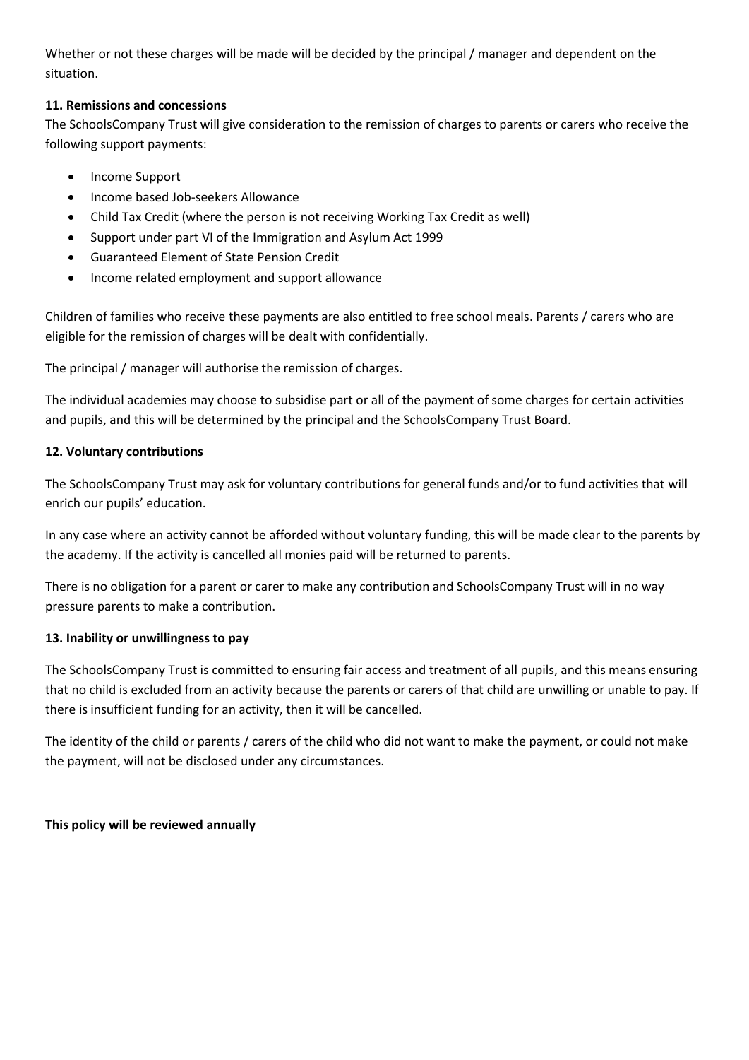Whether or not these charges will be made will be decided by the principal / manager and dependent on the situation.

**11. Remissions and concessions**

The SchoolsCompany Trust will give consideration to the remission of charges to parents or carers who receive the following support payments:

- Income Support
- Income based Job-seekers Allowance
- Child Tax Credit (where the person is not receiving Working Tax Credit as well)
- Support under part VI of the Immigration and Asylum Act 1999
- Guaranteed Element of State Pension Credit
- Income related employment and support allowance

Children of families who receive these payments are also entitled to free school meals. Parents / carers who are eligible for the remission of charges will be dealt with confidentially.

The principal / manager will authorise the remission of charges.

The individual academies may choose to subsidise part or all of the payment of some charges for certain activities and pupils, and this will be determined by the principal and the SchoolsCompany Trust Board.

**12. Voluntary contributions**

The SchoolsCompany Trust may ask for voluntary contributions for general funds and/or to fund activities that will enrich our pupils' education.

In any case where an activity cannot be afforded without voluntary funding, this will be made clear to the parents by the academy. If the activity is cancelled all monies paid will be returned to parents.

There is no obligation for a parent or carer to make any contribution and SchoolsCompany Trust will in no way pressure parents to make a contribution.

**13. Inability or unwillingness to pay**

The SchoolsCompany Trust is committed to ensuring fair access and treatment of all pupils, and this means ensuring that no child is excluded from an activity because the parents or carers of that child are unwilling or unable to pay. If there is insufficient funding for an activity, then it will be cancelled.

The identity of the child or parents / carers of the child who did not want to make the payment, or could not make the payment, will not be disclosed under any circumstances.

**This policy will be reviewed annually**